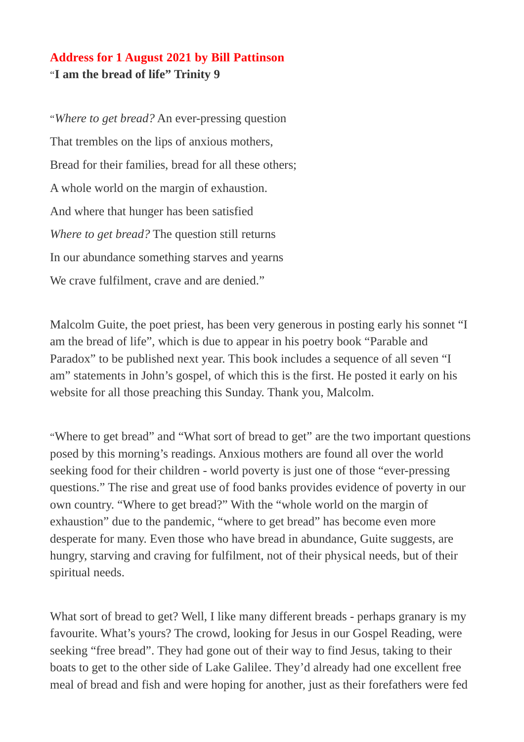**Address for 1 August 2021 by Bill Pattinson**
"**I am the bread of life" Trinity 9**

"*Where to get bread?* An ever-pressing question

That trembles on the lips of anxious mothers,

Bread for their families, bread for all these others;

A whole world on the margin of exhaustion.

And where that hunger has been satisfied

*Where to get bread?* The question still returns

In our abundance something starves and yearns

We crave fulfilment, crave and are denied."

Malcolm Guite, the poet priest, has been very generous in posting early his sonnet "I am the bread of life", which is due to appear in his poetry book "Parable and Paradox" to be published next year. This book includes a sequence of all seven "I am" statements in John's gospel, of which this is the first. He posted it early on his website for all those preaching this Sunday. Thank you, Malcolm.

"Where to get bread" and "What sort of bread to get" are the two important questions posed by this morning's readings. Anxious mothers are found all over the world seeking food for their children - world poverty is just one of those "ever-pressing questions." The rise and great use of food banks provides evidence of poverty in our own country. "Where to get bread?" With the "whole world on the margin of exhaustion" due to the pandemic, "where to get bread" has become even more desperate for many. Even those who have bread in abundance, Guite suggests, are hungry, starving and craving for fulfilment, not of their physical needs, but of their spiritual needs.

What sort of bread to get? Well, I like many different breads - perhaps granary is my favourite. What's yours? The crowd, looking for Jesus in our Gospel Reading, were seeking "free bread". They had gone out of their way to find Jesus, taking to their boats to get to the other side of Lake Galilee. They'd already had one excellent free meal of bread and fish and were hoping for another, just as their forefathers were fed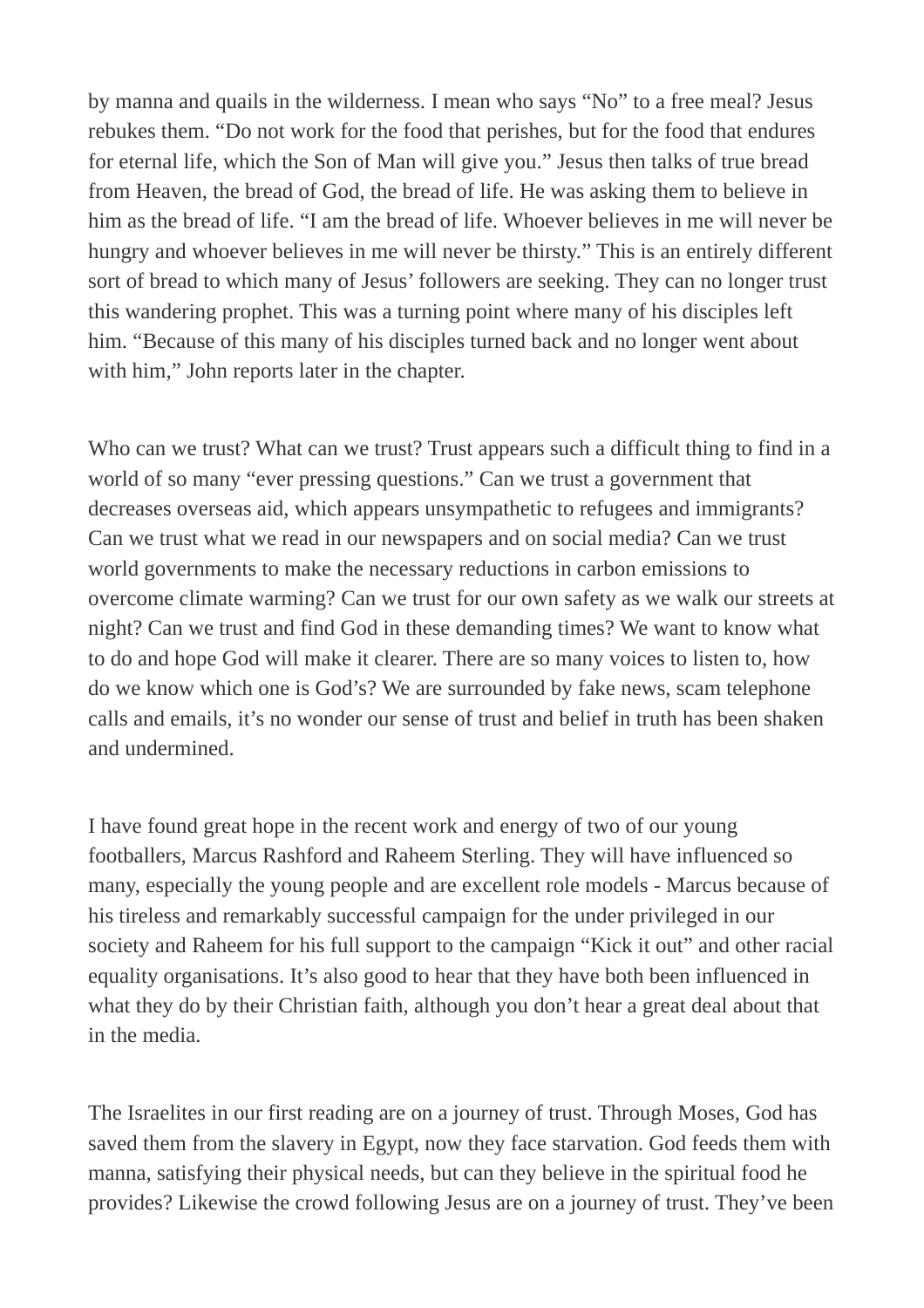by manna and quails in the wilderness. I mean who says "No" to a free meal? Jesus rebukes them. "Do not work for the food that perishes, but for the food that endures for eternal life, which the Son of Man will give you." Jesus then talks of true bread from Heaven, the bread of God, the bread of life. He was asking them to believe in him as the bread of life. "I am the bread of life. Whoever believes in me will never be hungry and whoever believes in me will never be thirsty." This is an entirely different sort of bread to which many of Jesus' followers are seeking. They can no longer trust this wandering prophet. This was a turning point where many of his disciples left him. "Because of this many of his disciples turned back and no longer went about with him," John reports later in the chapter.

Who can we trust? What can we trust? Trust appears such a difficult thing to find in a world of so many "ever pressing questions." Can we trust a government that decreases overseas aid, which appears unsympathetic to refugees and immigrants? Can we trust what we read in our newspapers and on social media? Can we trust world governments to make the necessary reductions in carbon emissions to overcome climate warming? Can we trust for our own safety as we walk our streets at night? Can we trust and find God in these demanding times? We want to know what to do and hope God will make it clearer. There are so many voices to listen to, how do we know which one is God's? We are surrounded by fake news, scam telephone calls and emails, it's no wonder our sense of trust and belief in truth has been shaken and undermined.

I have found great hope in the recent work and energy of two of our young footballers, Marcus Rashford and Raheem Sterling. They will have influenced so many, especially the young people and are excellent role models - Marcus because of his tireless and remarkably successful campaign for the under privileged in our society and Raheem for his full support to the campaign "Kick it out" and other racial equality organisations. It's also good to hear that they have both been influenced in what they do by their Christian faith, although you don't hear a great deal about that in the media.

The Israelites in our first reading are on a journey of trust. Through Moses, God has saved them from the slavery in Egypt, now they face starvation. God feeds them with manna, satisfying their physical needs, but can they believe in the spiritual food he provides? Likewise the crowd following Jesus are on a journey of trust. They've been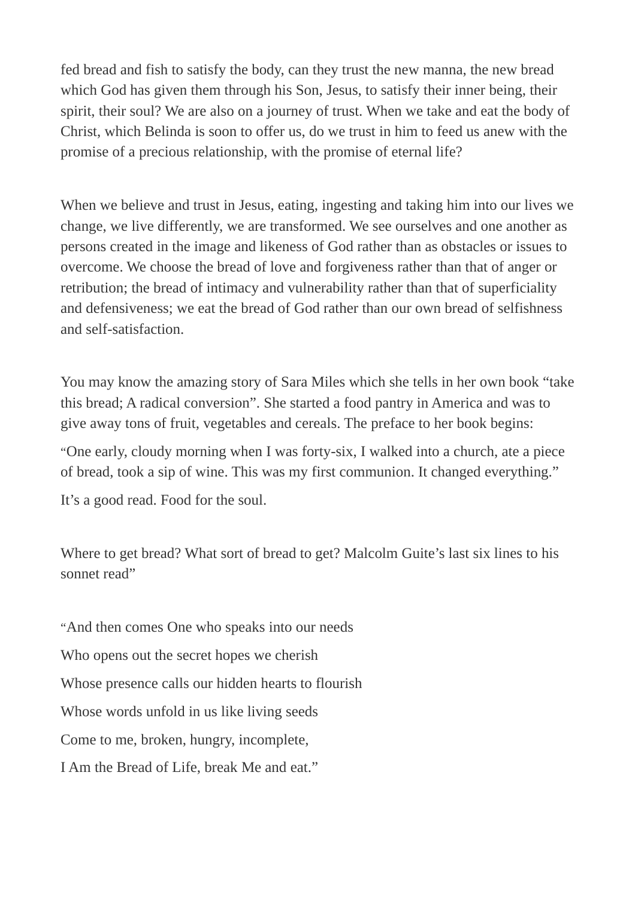fed bread and fish to satisfy the body, can they trust the new manna, the new bread which God has given them through his Son, Jesus, to satisfy their inner being, their spirit, their soul? We are also on a journey of trust. When we take and eat the body of Christ, which Belinda is soon to offer us, do we trust in him to feed us anew with the promise of a precious relationship, with the promise of eternal life?

When we believe and trust in Jesus, eating, ingesting and taking him into our lives we change, we live differently, we are transformed. We see ourselves and one another as persons created in the image and likeness of God rather than as obstacles or issues to overcome. We choose the bread of love and forgiveness rather than that of anger or retribution; the bread of intimacy and vulnerability rather than that of superficiality and defensiveness; we eat the bread of God rather than our own bread of selfishness and self-satisfaction.

You may know the amazing story of Sara Miles which she tells in her own book "take this bread; A radical conversion". She started a food pantry in America and was to give away tons of fruit, vegetables and cereals. The preface to her book begins:

"One early, cloudy morning when I was forty-six, I walked into a church, ate a piece of bread, took a sip of wine. This was my first communion. It changed everything."

It's a good read. Food for the soul.

Where to get bread? What sort of bread to get? Malcolm Guite's last six lines to his sonnet read"

"And then comes One who speaks into our needs

Who opens out the secret hopes we cherish

Whose presence calls our hidden hearts to flourish

Whose words unfold in us like living seeds

Come to me, broken, hungry, incomplete,

I Am the Bread of Life, break Me and eat."